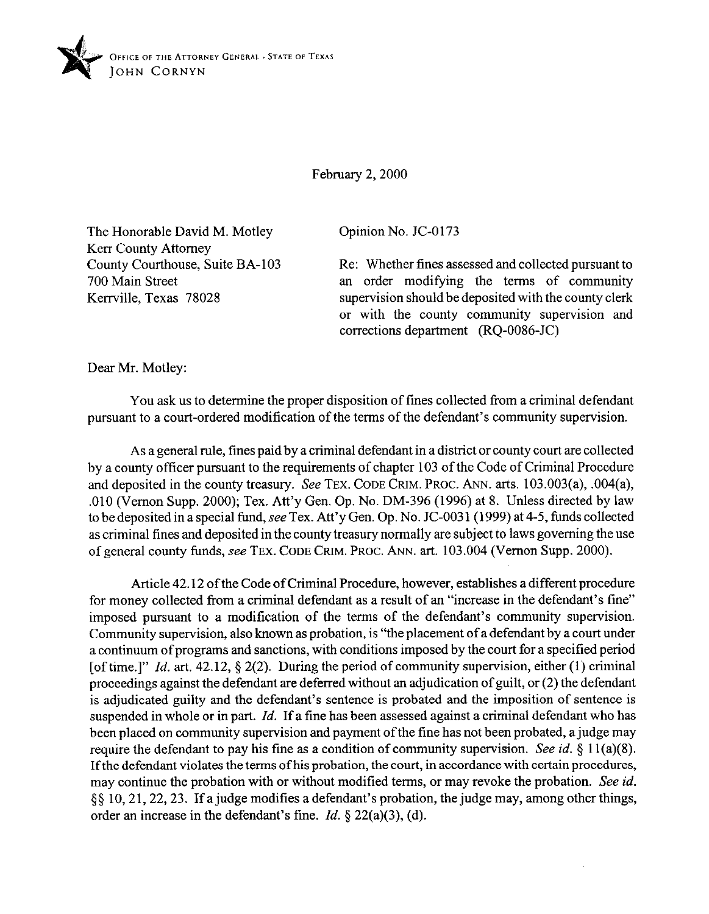OFFICE OF THE ATTORNEY GENERAL · STATE OF TEXAS
JOHN CORNYN

February 2, 2000

The Honorable David M. Motley
Kerr County Attorney
County Courthouse, Suite BA-103
700 Main Street
Kerrville, Texas 78028

Opinion No. JC-0173

Re: Whether fines assessed and collected pursuant to an order modifying the terms of community supervision should be deposited with the county clerk or with the county community supervision and corrections department (RQ-0086-JC)

Dear Mr. Motley:

You ask us to determine the proper disposition of fines collected from a criminal defendant pursuant to a court-ordered modification of the terms of the defendant's community supervision.

As a general rule, fines paid by a criminal defendant in a district or county court are collected by a county officer pursuant to the requirements of chapter 103 of the Code of Criminal Procedure and deposited in the county treasury. *See* TEX. CODE CRIM. PROC. ANN. arts. 103.003(a), .004(a), .010 (Vernon Supp. 2000); Tex. Att'y Gen. Op. No. DM-396 (1996) at 8. Unless directed by law to be deposited in a special fund, *see* Tex. Att'y Gen. Op. No. JC-0031 (1999) at 4-5, funds collected as criminal fines and deposited in the county treasury normally are subject to laws governing the use of general county funds, *see* TEX. CODE CRIM. PROC. ANN. art. 103.004 (Vernon Supp. 2000).

Article 42.12 of the Code of Criminal Procedure, however, establishes a different procedure for money collected from a criminal defendant as a result of an "increase in the defendant's fine" imposed pursuant to a modification of the terms of the defendant's community supervision. Community supervision, also known as probation, is "the placement of a defendant by a court under a continuum of programs and sanctions, with conditions imposed by the court for a specified period [of time.]" *Id.* art. 42.12, § 2(2). During the period of community supervision, either (1) criminal proceedings against the defendant are deferred without an adjudication of guilt, or (2) the defendant is adjudicated guilty and the defendant's sentence is probated and the imposition of sentence is suspended in whole or in part. *Id.* If a fine has been assessed against a criminal defendant who has been placed on community supervision and payment of the fine has not been probated, a judge may require the defendant to pay his fine as a condition of community supervision. *See id.* § 11(a)(8). If the defendant violates the terms of his probation, the court, in accordance with certain procedures, may continue the probation with or without modified terms, or may revoke the probation. *See id.* §§ 10, 21, 22, 23. If a judge modifies a defendant's probation, the judge may, among other things, order an increase in the defendant's fine. *Id.* § 22(a)(3), (d).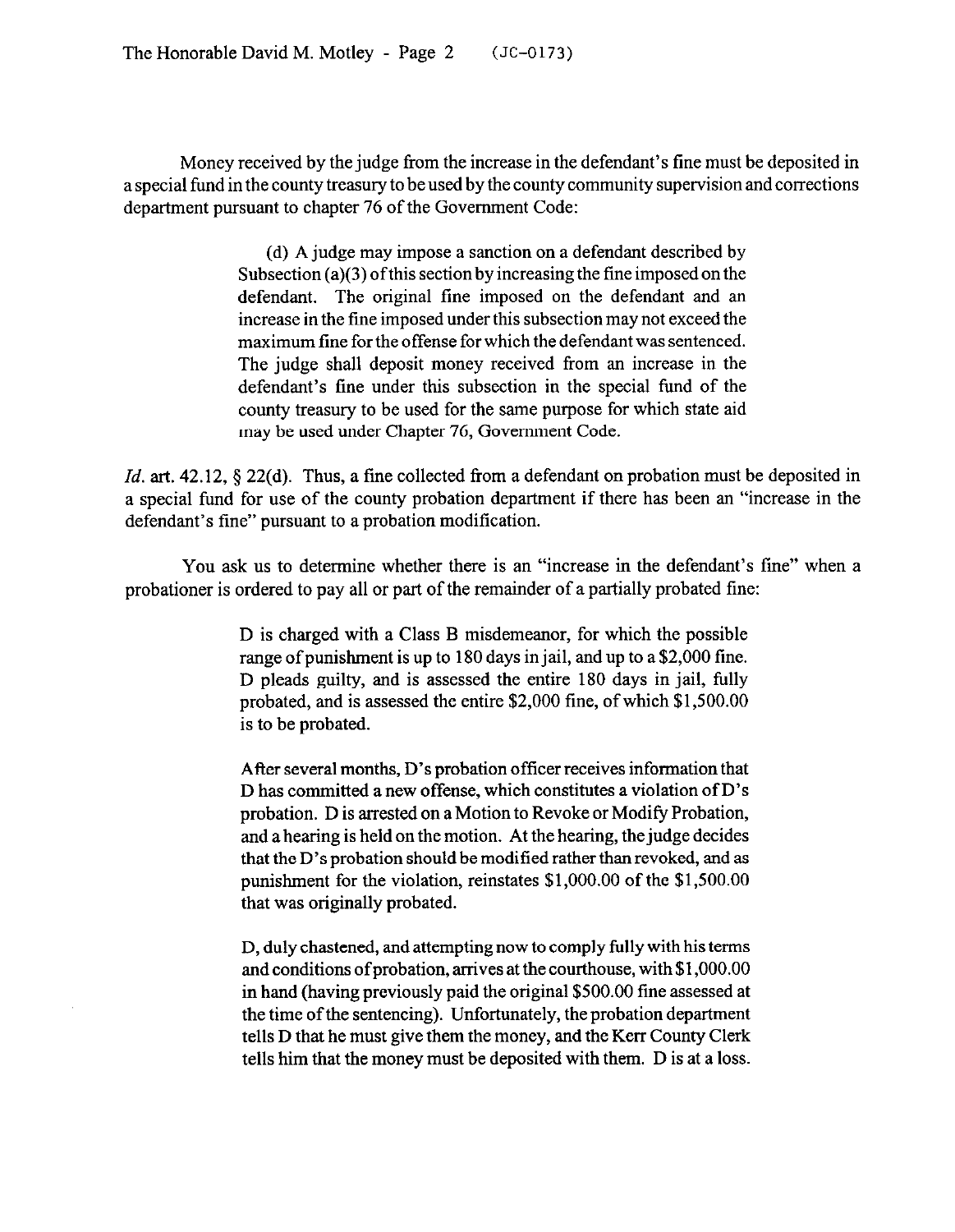Money received by the judge from the increase in the defendant's fine must be deposited in a special fund in the county treasury to be used by the county community supervision and corrections department pursuant to chapter 76 of the Government Code:

> (d) A judge may impose a sanction on a defendant described by Subsection (a)(3) of this section by increasing the fine imposed on the defendant. The original fine imposed on the defendant and an increase in the fine imposed under this subsection may not exceed the maximum fine for the offense for which the defendant was sentenced. The judge shall deposit money received from an increase in the defendant's fine under this subsection in the special fund of the county treasury to be used for the same purpose for which state aid may be used under Chapter 76, Government Code.

*Id.* art. 42.12, § 22(d). Thus, a fine collected from a defendant on probation must be deposited in a special fund for use of the county probation department if there has been an "increase in the defendant's fine" pursuant to a probation modification.

You ask us to determine whether there is an "increase in the defendant's fine" when a probationer is ordered to pay all or part of the remainder of a partially probated fine:

> D is charged with a Class B misdemeanor, for which the possible range of punishment is up to 180 days in jail, and up to a $2,000 fine. D pleads guilty, and is assessed the entire 180 days in jail, fully probated, and is assessed the entire $2,000 fine, of which $1,500.00 is to be probated.
>
> After several months, D's probation officer receives information that D has committed a new offense, which constitutes a violation of D's probation. D is arrested on a Motion to Revoke or Modify Probation, and a hearing is held on the motion. At the hearing, the judge decides that the D's probation should be modified rather than revoked, and as punishment for the violation, reinstates $1,000.00 of the $1,500.00 that was originally probated.
>
> D, duly chastened, and attempting now to comply fully with his terms and conditions of probation, arrives at the courthouse, with $1,000.00 in hand (having previously paid the original $500.00 fine assessed at the time of the sentencing). Unfortunately, the probation department tells D that he must give them the money, and the Kerr County Clerk tells him that the money must be deposited with them. D is at a loss.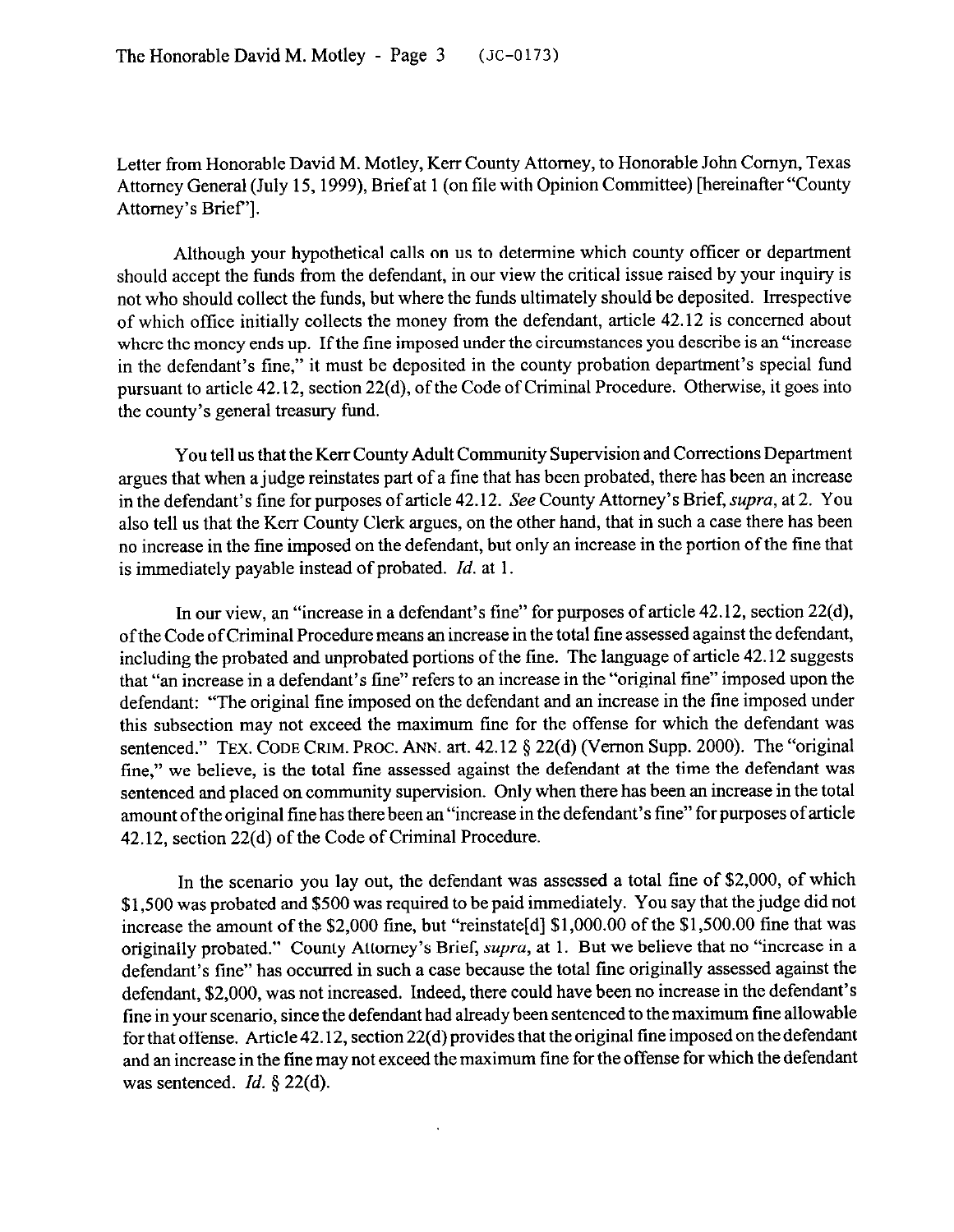Letter from Honorable David M. Motley, Kerr County Attorney, to Honorable John Cornyn, Texas Attorney General (July 15, 1999), Brief at 1 (on file with Opinion Committee) [hereinafter "County Attorney's Brief"].

Although your hypothetical calls on us to determine which county officer or department should accept the funds from the defendant, in our view the critical issue raised by your inquiry is not who should collect the funds, but where the funds ultimately should be deposited. Irrespective of which office initially collects the money from the defendant, article 42.12 is concerned about where the money ends up. If the fine imposed under the circumstances you describe is an "increase in the defendant's fine," it must be deposited in the county probation department's special fund pursuant to article 42.12, section 22(d), of the Code of Criminal Procedure. Otherwise, it goes into the county's general treasury fund.

You tell us that the Kerr County Adult Community Supervision and Corrections Department argues that when a judge reinstates part of a fine that has been probated, there has been an increase in the defendant's fine for purposes of article 42.12. *See* County Attorney's Brief, *supra*, at 2. You also tell us that the Kerr County Clerk argues, on the other hand, that in such a case there has been no increase in the fine imposed on the defendant, but only an increase in the portion of the fine that is immediately payable instead of probated. *Id.* at 1.

In our view, an "increase in a defendant's fine" for purposes of article 42.12, section 22(d), of the Code of Criminal Procedure means an increase in the total fine assessed against the defendant, including the probated and unprobated portions of the fine. The language of article 42.12 suggests that "an increase in a defendant's fine" refers to an increase in the "original fine" imposed upon the defendant: "The original fine imposed on the defendant and an increase in the fine imposed under this subsection may not exceed the maximum fine for the offense for which the defendant was sentenced." TEX. CODE CRIM. PROC. ANN. art. 42.12 § 22(d) (Vernon Supp. 2000). The "original fine," we believe, is the total fine assessed against the defendant at the time the defendant was sentenced and placed on community supervision. Only when there has been an increase in the total amount of the original fine has there been an "increase in the defendant's fine" for purposes of article 42.12, section 22(d) of the Code of Criminal Procedure.

In the scenario you lay out, the defendant was assessed a total fine of $2,000, of which $1,500 was probated and $500 was required to be paid immediately. You say that the judge did not increase the amount of the $2,000 fine, but "reinstate[d] $1,000.00 of the $1,500.00 fine that was originally probated." County Attorney's Brief, *supra*, at 1. But we believe that no "increase in a defendant's fine" has occurred in such a case because the total fine originally assessed against the defendant, $2,000, was not increased. Indeed, there could have been no increase in the defendant's fine in your scenario, since the defendant had already been sentenced to the maximum fine allowable for that offense. Article 42.12, section 22(d) provides that the original fine imposed on the defendant and an increase in the fine may not exceed the maximum fine for the offense for which the defendant was sentenced. *Id.* § 22(d).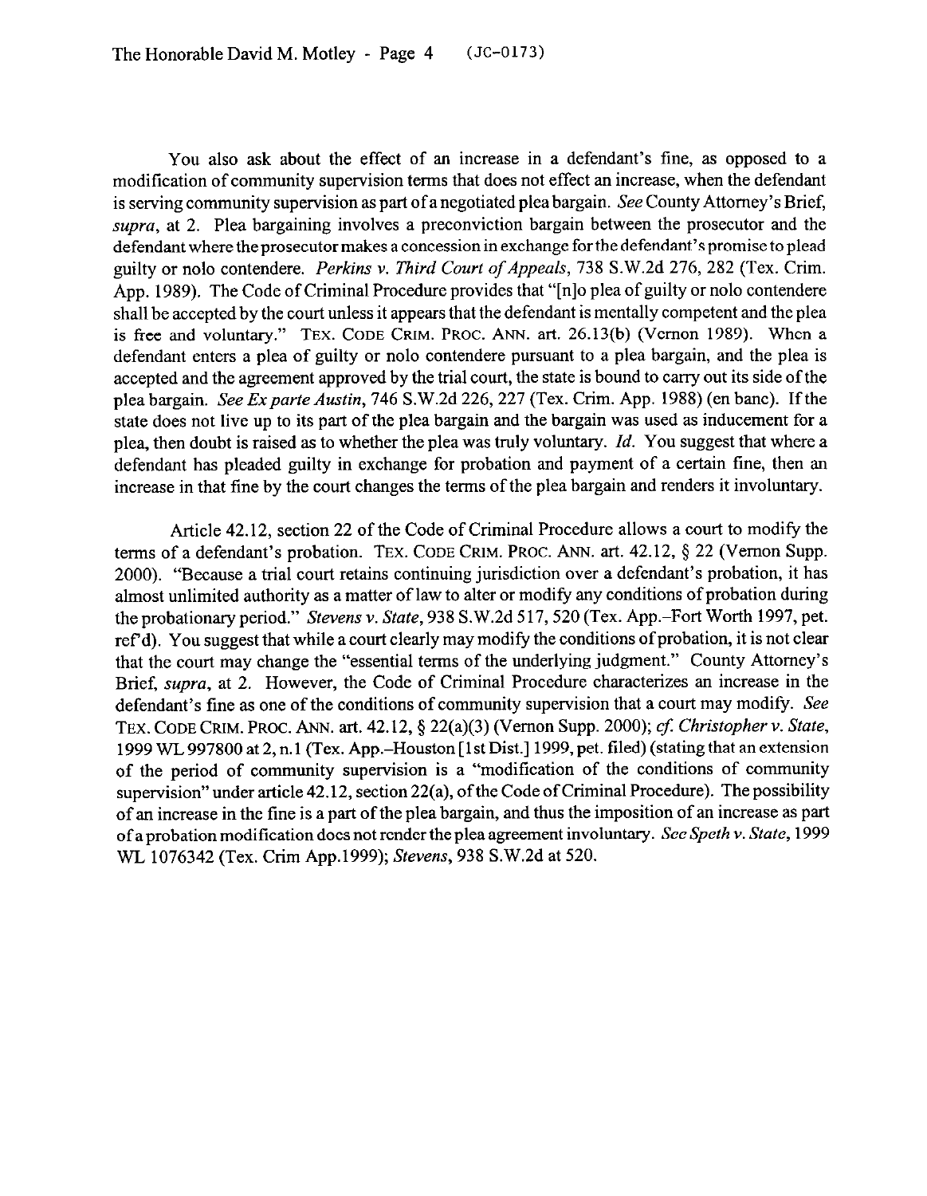You also ask about the effect of an increase in a defendant's fine, as opposed to a modification of community supervision terms that does not effect an increase, when the defendant is serving community supervision as part of a negotiated plea bargain. *See* County Attorney's Brief, *supra*, at 2. Plea bargaining involves a preconviction bargain between the prosecutor and the defendant where the prosecutor makes a concession in exchange for the defendant's promise to plead guilty or nolo contendere. *Perkins v. Third Court of Appeals*, 738 S.W.2d 276, 282 (Tex. Crim. App. 1989). The Code of Criminal Procedure provides that "[n]o plea of guilty or nolo contendere shall be accepted by the court unless it appears that the defendant is mentally competent and the plea is free and voluntary." TEX. CODE CRIM. PROC. ANN. art. 26.13(b) (Vernon 1989). When a defendant enters a plea of guilty or nolo contendere pursuant to a plea bargain, and the plea is accepted and the agreement approved by the trial court, the state is bound to carry out its side of the plea bargain. *See Ex parte Austin*, 746 S.W.2d 226, 227 (Tex. Crim. App. 1988) (en banc). If the state does not live up to its part of the plea bargain and the bargain was used as inducement for a plea, then doubt is raised as to whether the plea was truly voluntary. *Id.* You suggest that where a defendant has pleaded guilty in exchange for probation and payment of a certain fine, then an increase in that fine by the court changes the terms of the plea bargain and renders it involuntary.

Article 42.12, section 22 of the Code of Criminal Procedure allows a court to modify the terms of a defendant's probation. TEX. CODE CRIM. PROC. ANN. art. 42.12, § 22 (Vernon Supp. 2000). "Because a trial court retains continuing jurisdiction over a defendant's probation, it has almost unlimited authority as a matter of law to alter or modify any conditions of probation during the probationary period." *Stevens v. State*, 938 S.W.2d 517, 520 (Tex. App.–Fort Worth 1997, pet. ref'd). You suggest that while a court clearly may modify the conditions of probation, it is not clear that the court may change the "essential terms of the underlying judgment." County Attorney's Brief, *supra*, at 2. However, the Code of Criminal Procedure characterizes an increase in the defendant's fine as one of the conditions of community supervision that a court may modify. *See* TEX. CODE CRIM. PROC. ANN. art. 42.12, § 22(a)(3) (Vernon Supp. 2000); *cf. Christopher v. State*, 1999 WL 997800 at 2, n.1 (Tex. App.–Houston [1st Dist.] 1999, pet. filed) (stating that an extension of the period of community supervision is a "modification of the conditions of community supervision" under article 42.12, section 22(a), of the Code of Criminal Procedure). The possibility of an increase in the fine is a part of the plea bargain, and thus the imposition of an increase as part of a probation modification does not render the plea agreement involuntary. *See Speth v. State*, 1999 WL 1076342 (Tex. Crim App.1999); *Stevens*, 938 S.W.2d at 520.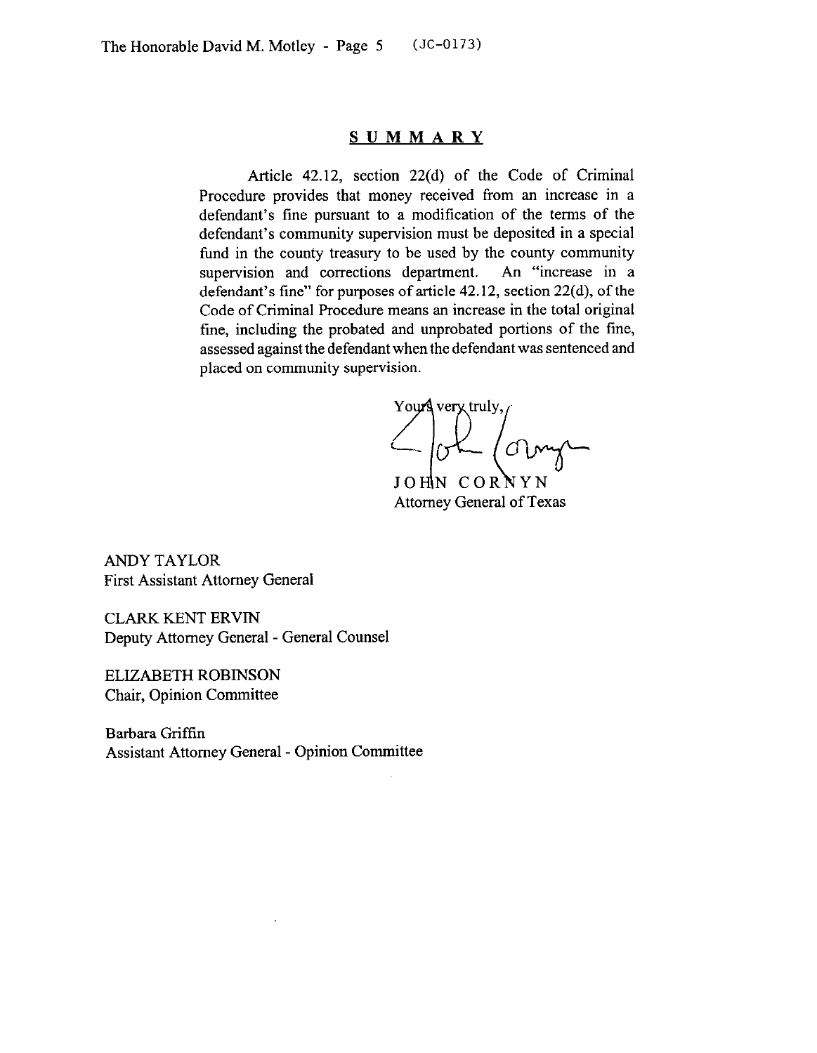## SUMMARY

Article 42.12, section 22(d) of the Code of Criminal Procedure provides that money received from an increase in a defendant's fine pursuant to a modification of the terms of the defendant's community supervision must be deposited in a special fund in the county treasury to be used by the county community supervision and corrections department. An "increase in a defendant's fine" for purposes of article 42.12, section 22(d), of the Code of Criminal Procedure means an increase in the total original fine, including the probated and unprobated portions of the fine, assessed against the defendant when the defendant was sentenced and placed on community supervision.

Yours very truly,

JOHN CORNYN
Attorney General of Texas

ANDY TAYLOR
First Assistant Attorney General

CLARK KENT ERVIN
Deputy Attorney General - General Counsel

ELIZABETH ROBINSON
Chair, Opinion Committee

Barbara Griffin
Assistant Attorney General - Opinion Committee